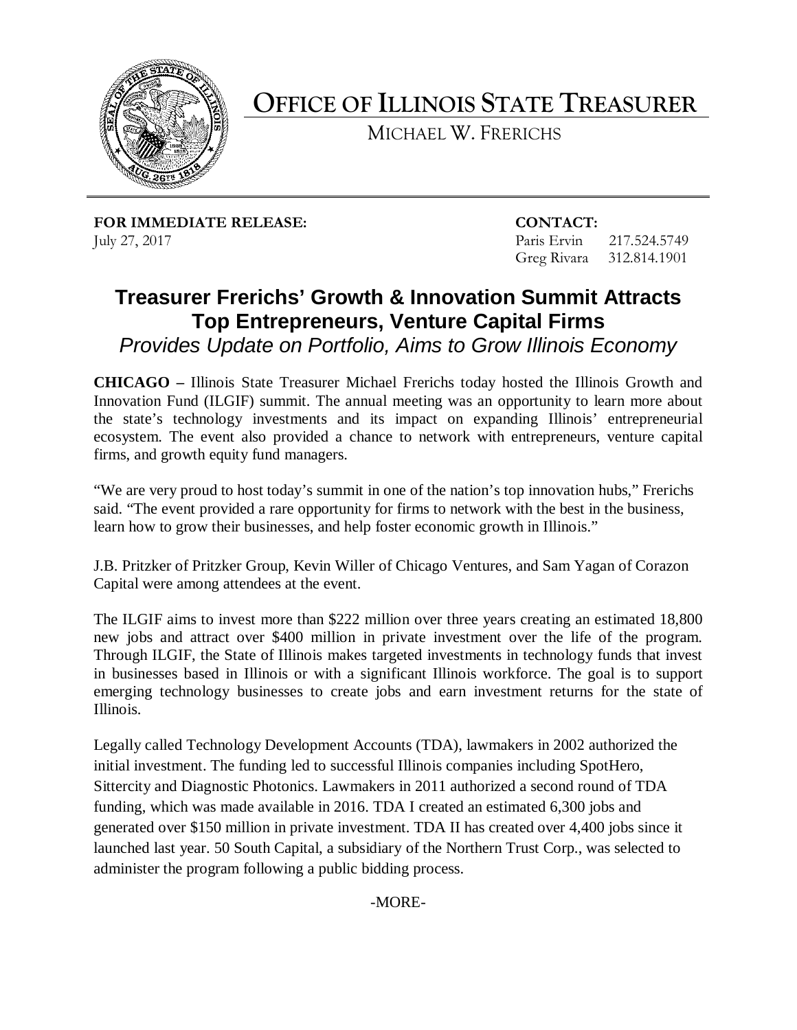# OFFICE OF ILLINOIS STATE TREASURER

MICHAEL W. FRERICHS

**FOR IMMEDIATE RELEASE:**
July 27, 2017

**CONTACT:**
Paris Ervin 217.524.5749
Greg Rivara 312.814.1901

## Treasurer Frerichs' Growth & Innovation Summit Attracts Top Entrepreneurs, Venture Capital Firms

*Provides Update on Portfolio, Aims to Grow Illinois Economy*

**CHICAGO –** Illinois State Treasurer Michael Frerichs today hosted the Illinois Growth and Innovation Fund (ILGIF) summit. The annual meeting was an opportunity to learn more about the state's technology investments and its impact on expanding Illinois' entrepreneurial ecosystem. The event also provided a chance to network with entrepreneurs, venture capital firms, and growth equity fund managers.

"We are very proud to host today's summit in one of the nation's top innovation hubs," Frerichs said. "The event provided a rare opportunity for firms to network with the best in the business, learn how to grow their businesses, and help foster economic growth in Illinois."

J.B. Pritzker of Pritzker Group, Kevin Willer of Chicago Ventures, and Sam Yagan of Corazon Capital were among attendees at the event.

The ILGIF aims to invest more than $222 million over three years creating an estimated 18,800 new jobs and attract over $400 million in private investment over the life of the program. Through ILGIF, the State of Illinois makes targeted investments in technology funds that invest in businesses based in Illinois or with a significant Illinois workforce. The goal is to support emerging technology businesses to create jobs and earn investment returns for the state of Illinois.

Legally called Technology Development Accounts (TDA), lawmakers in 2002 authorized the initial investment. The funding led to successful Illinois companies including SpotHero, Sittercity and Diagnostic Photonics. Lawmakers in 2011 authorized a second round of TDA funding, which was made available in 2016. TDA I created an estimated 6,300 jobs and generated over $150 million in private investment. TDA II has created over 4,400 jobs since it launched last year. 50 South Capital, a subsidiary of the Northern Trust Corp., was selected to administer the program following a public bidding process.

-MORE-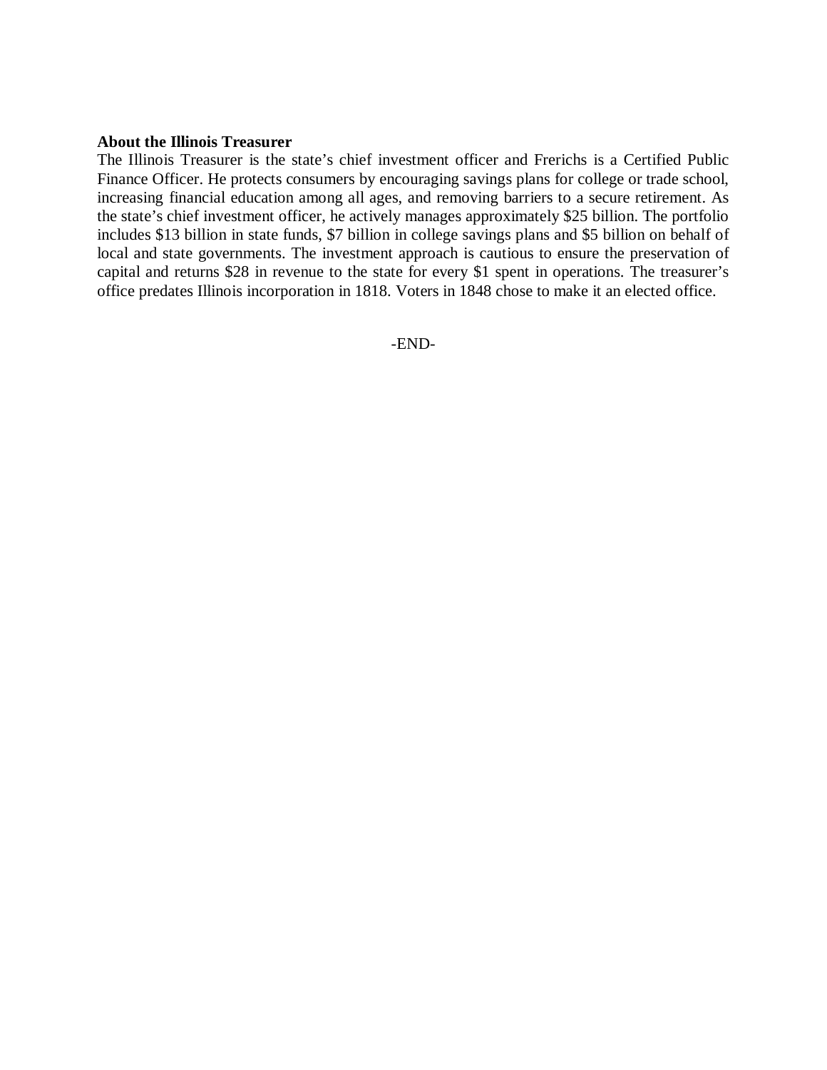**About the Illinois Treasurer**

The Illinois Treasurer is the state's chief investment officer and Frerichs is a Certified Public Finance Officer. He protects consumers by encouraging savings plans for college or trade school, increasing financial education among all ages, and removing barriers to a secure retirement. As the state's chief investment officer, he actively manages approximately $25 billion. The portfolio includes $13 billion in state funds, $7 billion in college savings plans and $5 billion on behalf of local and state governments. The investment approach is cautious to ensure the preservation of capital and returns $28 in revenue to the state for every $1 spent in operations. The treasurer's office predates Illinois incorporation in 1818. Voters in 1848 chose to make it an elected office.

-END-